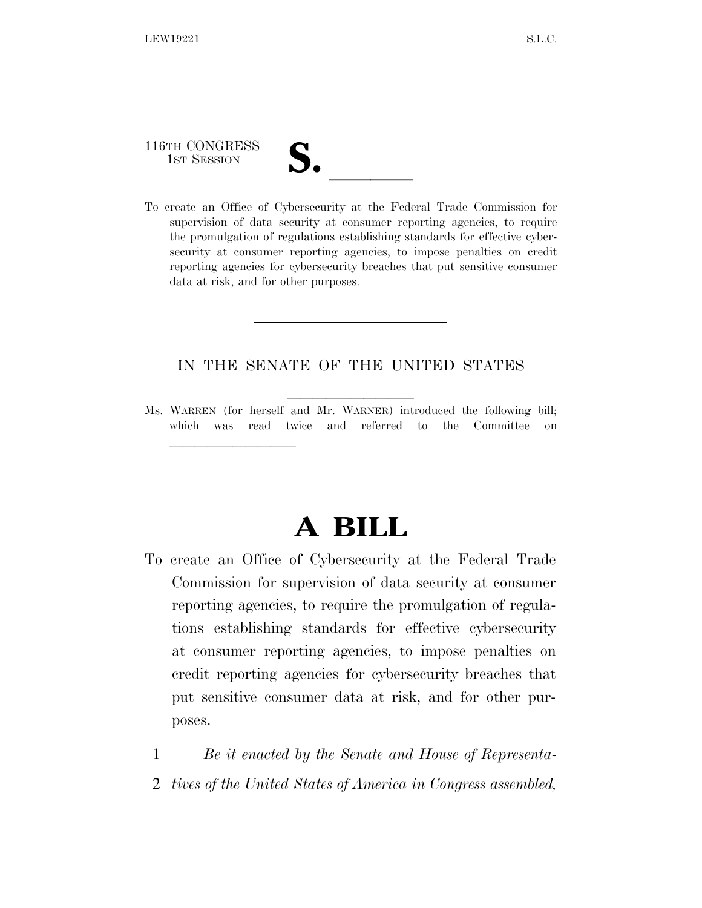116TH CONGRESS
1ST SESSION

# S. ______

To create an Office of Cybersecurity at the Federal Trade Commission for supervision of data security at consumer reporting agencies, to require the promulgation of regulations establishing standards for effective cybersecurity at consumer reporting agencies, to impose penalties on credit reporting agencies for cybersecurity breaches that put sensitive consumer data at risk, and for other purposes.

---

IN THE SENATE OF THE UNITED STATES

Ms. WARREN (for herself and Mr. WARNER) introduced the following bill; which was read twice and referred to the Committee on ______________

---

# A BILL

To create an Office of Cybersecurity at the Federal Trade Commission for supervision of data security at consumer reporting agencies, to require the promulgation of regulations establishing standards for effective cybersecurity at consumer reporting agencies, to impose penalties on credit reporting agencies for cybersecurity breaches that put sensitive consumer data at risk, and for other purposes.

1 *Be it enacted by the Senate and House of Representa-*
2 *tives of the United States of America in Congress assembled,*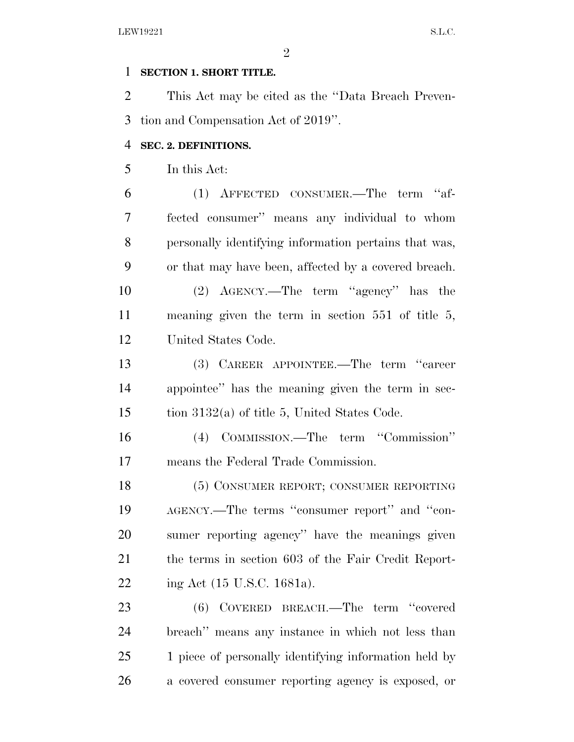**SECTION 1. SHORT TITLE.**

This Act may be cited as the "Data Breach Prevention and Compensation Act of 2019".

**SEC. 2. DEFINITIONS.**

In this Act:

(1) AFFECTED CONSUMER.—The term "affected consumer" means any individual to whom personally identifying information pertains that was, or that may have been, affected by a covered breach.

(2) AGENCY.—The term "agency" has the meaning given the term in section 551 of title 5, United States Code.

(3) CAREER APPOINTEE.—The term "career appointee" has the meaning given the term in section 3132(a) of title 5, United States Code.

(4) COMMISSION.—The term "Commission" means the Federal Trade Commission.

(5) CONSUMER REPORT; CONSUMER REPORTING AGENCY.—The terms "consumer report" and "consumer reporting agency" have the meanings given the terms in section 603 of the Fair Credit Reporting Act (15 U.S.C. 1681a).

(6) COVERED BREACH.—The term "covered breach" means any instance in which not less than 1 piece of personally identifying information held by a covered consumer reporting agency is exposed, or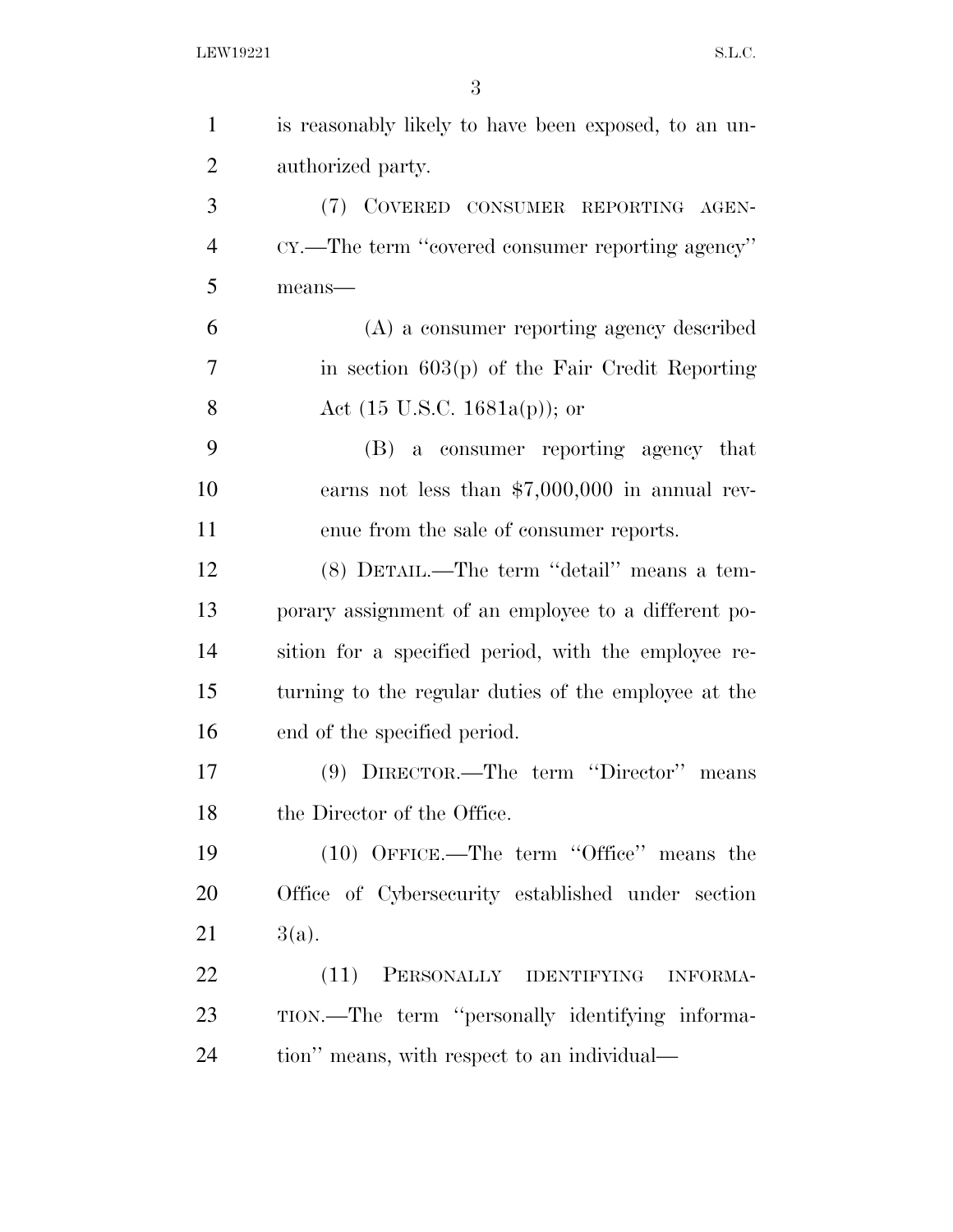is reasonably likely to have been exposed, to an unauthorized party.

(7) COVERED CONSUMER REPORTING AGENCY.—The term ''covered consumer reporting agency'' means—

(A) a consumer reporting agency described in section 603(p) of the Fair Credit Reporting Act (15 U.S.C. 1681a(p)); or

(B) a consumer reporting agency that earns not less than $7,000,000 in annual revenue from the sale of consumer reports.

(8) DETAIL.—The term ''detail'' means a temporary assignment of an employee to a different position for a specified period, with the employee returning to the regular duties of the employee at the end of the specified period.

(9) DIRECTOR.—The term ''Director'' means the Director of the Office.

(10) OFFICE.—The term ''Office'' means the Office of Cybersecurity established under section 3(a).

(11) PERSONALLY IDENTIFYING INFORMATION.—The term ''personally identifying information'' means, with respect to an individual—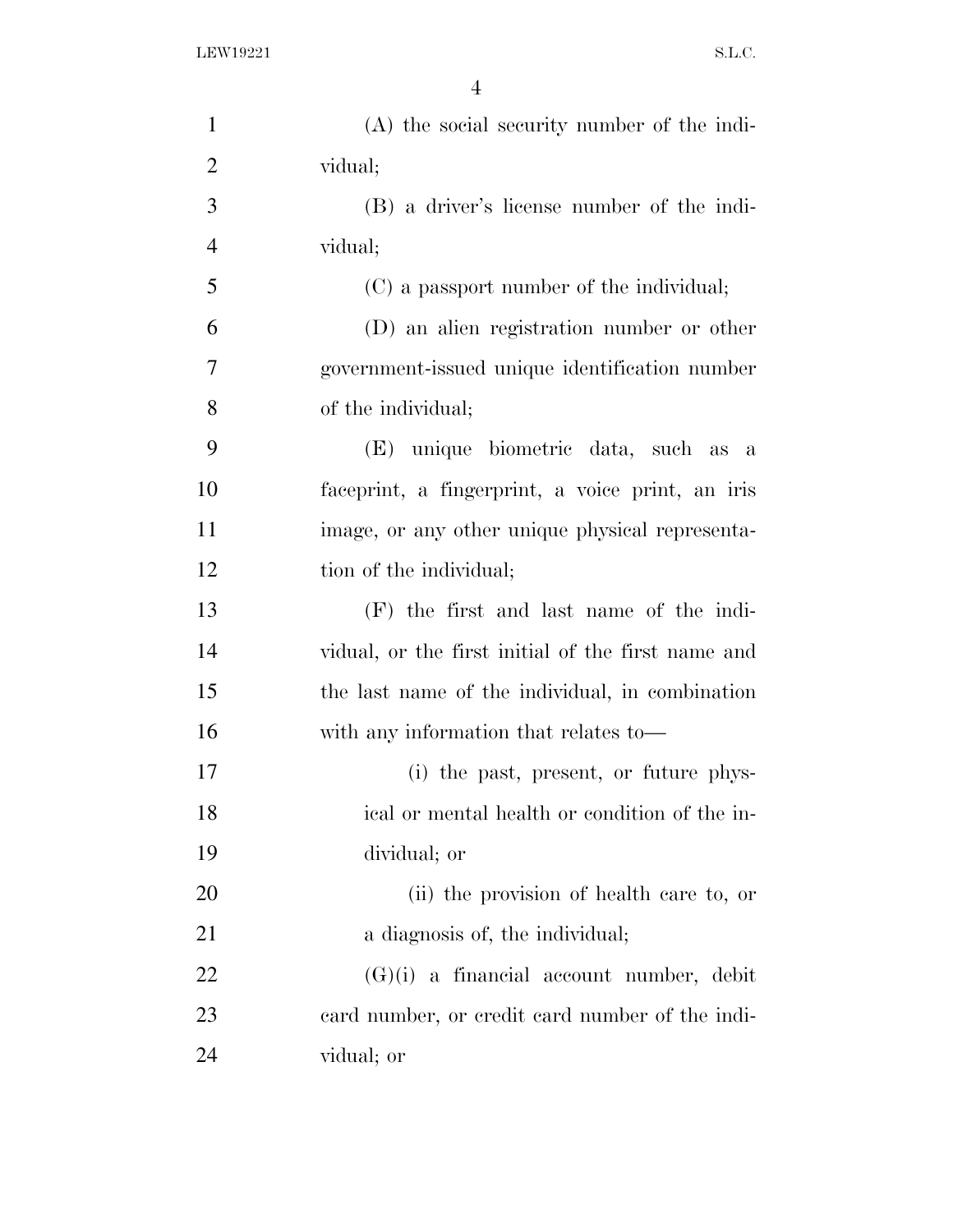(A) the social security number of the individual;

(B) a driver's license number of the individual;

(C) a passport number of the individual;

(D) an alien registration number or other government-issued unique identification number of the individual;

(E) unique biometric data, such as a faceprint, a fingerprint, a voice print, an iris image, or any other unique physical representation of the individual;

(F) the first and last name of the individual, or the first initial of the first name and the last name of the individual, in combination with any information that relates to—

(i) the past, present, or future physical or mental health or condition of the individual; or

(ii) the provision of health care to, or a diagnosis of, the individual;

(G)(i) a financial account number, debit card number, or credit card number of the individual; or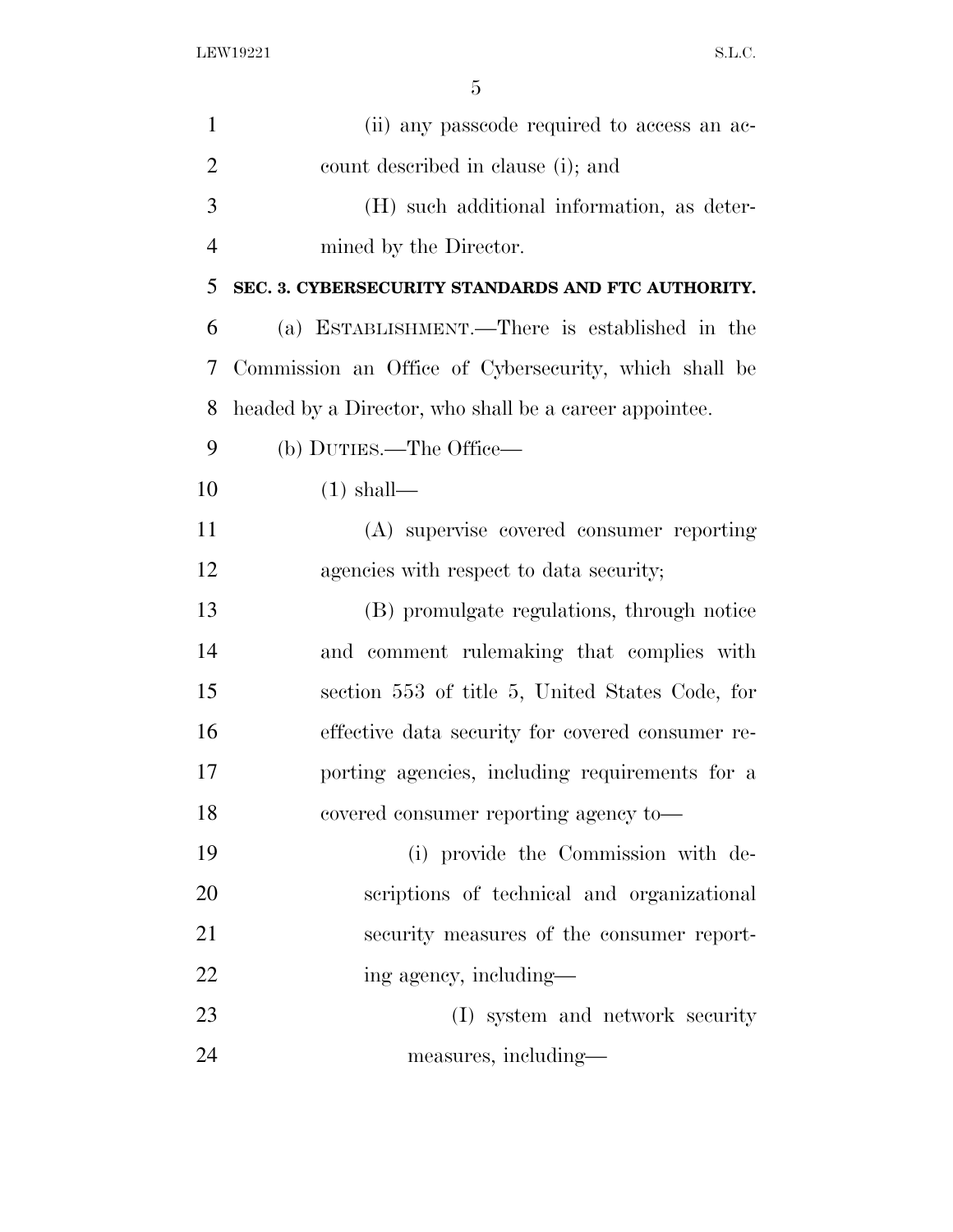(ii) any passcode required to access an account described in clause (i); and

(H) such additional information, as determined by the Director.

**SEC. 3. CYBERSECURITY STANDARDS AND FTC AUTHORITY.**

(a) ESTABLISHMENT.—There is established in the Commission an Office of Cybersecurity, which shall be headed by a Director, who shall be a career appointee.

(b) DUTIES.—The Office—

(1) shall—

(A) supervise covered consumer reporting agencies with respect to data security;

(B) promulgate regulations, through notice and comment rulemaking that complies with section 553 of title 5, United States Code, for effective data security for covered consumer reporting agencies, including requirements for a covered consumer reporting agency to—

(i) provide the Commission with descriptions of technical and organizational security measures of the consumer reporting agency, including—

(I) system and network security measures, including—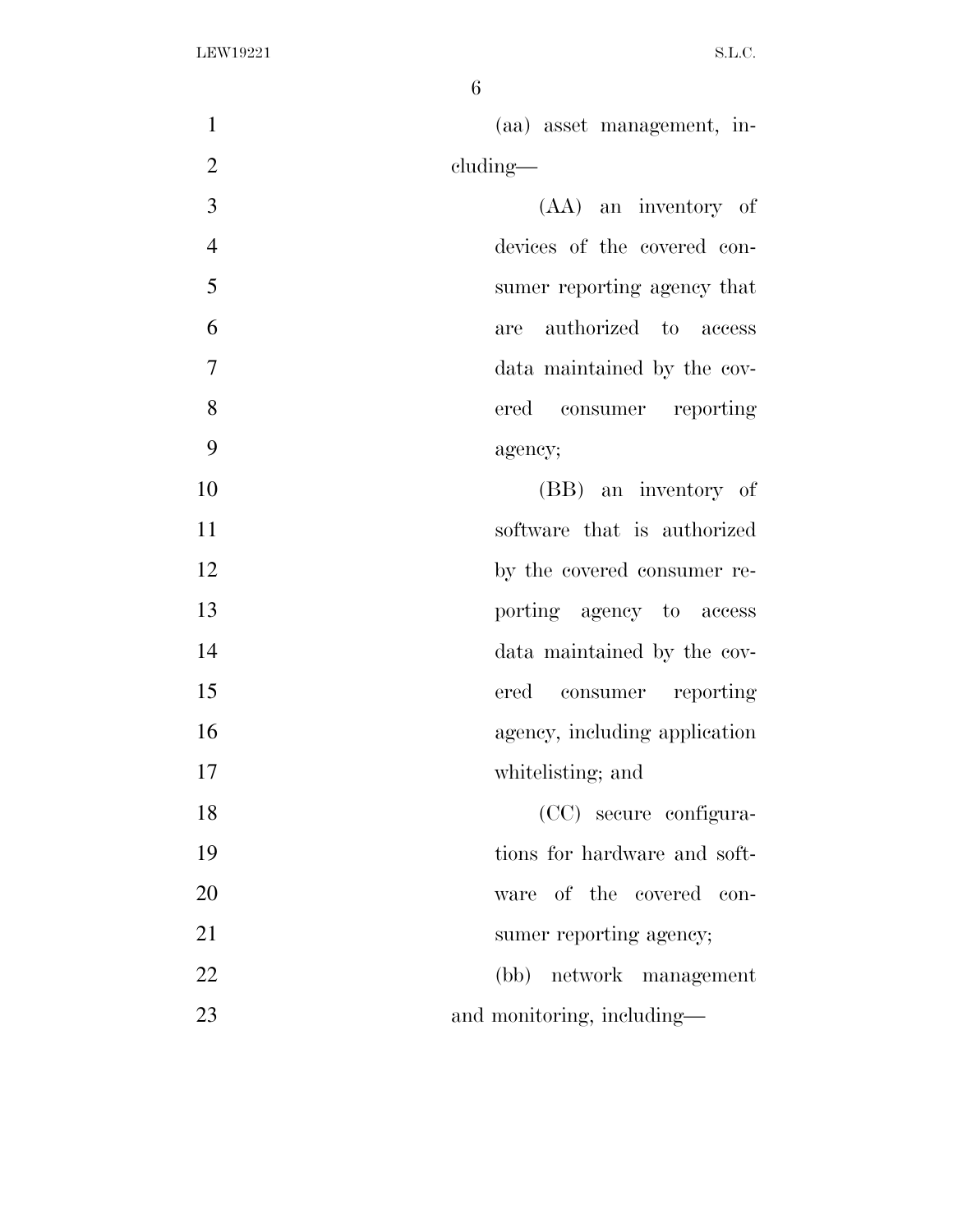(aa) asset management, including—

(AA) an inventory of devices of the covered consumer reporting agency that are authorized to access data maintained by the covered consumer reporting agency;

(BB) an inventory of software that is authorized by the covered consumer reporting agency to access data maintained by the covered consumer reporting agency, including application whitelisting; and

(CC) secure configurations for hardware and software of the covered consumer reporting agency;

(bb) network management and monitoring, including—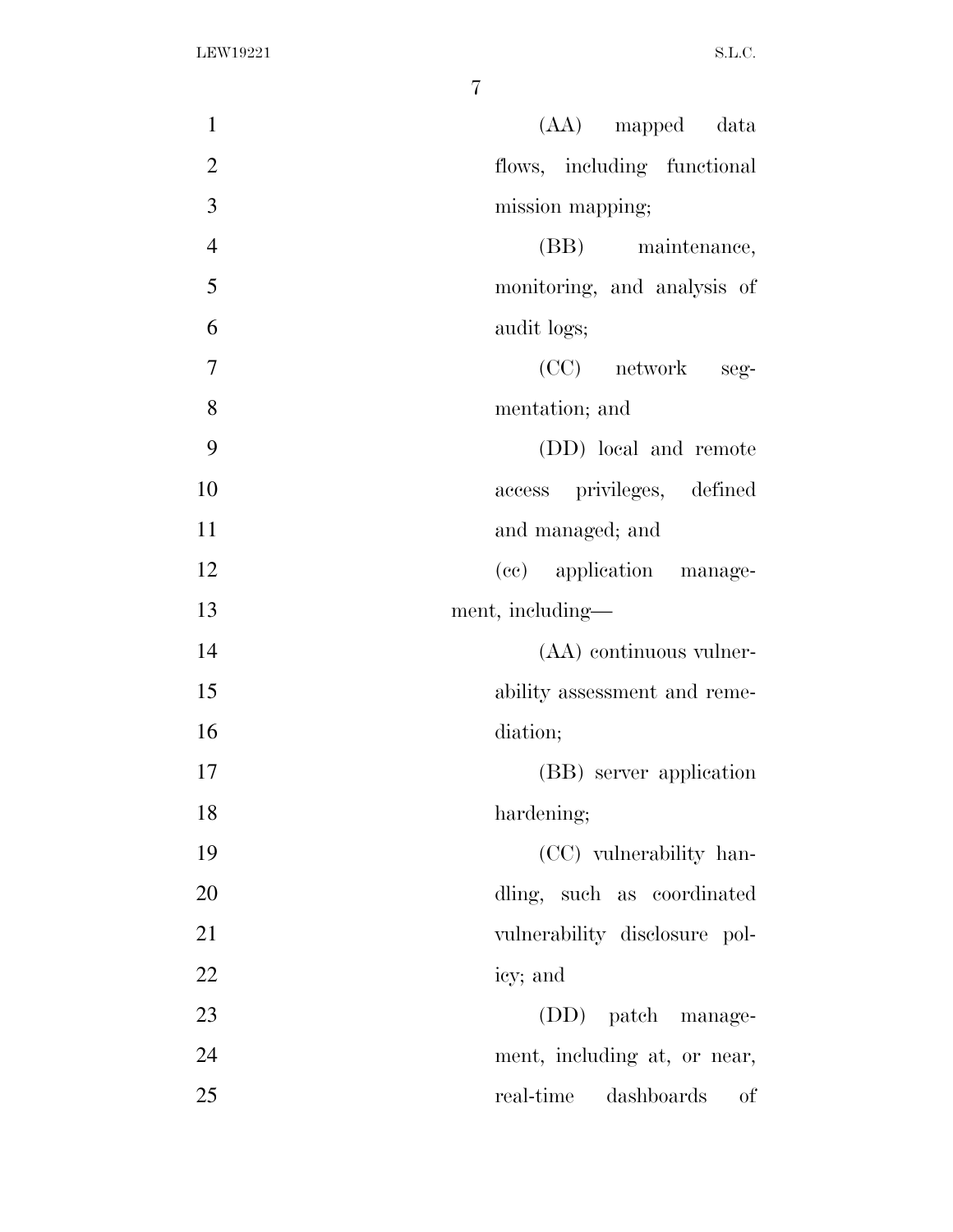(AA) mapped data flows, including functional mission mapping;

(BB) maintenance, monitoring, and analysis of audit logs;

(CC) network segmentation; and

(DD) local and remote access privileges, defined and managed; and

(cc) application management, including—

(AA) continuous vulnerability assessment and remediation;

(BB) server application hardening;

(CC) vulnerability handling, such as coordinated vulnerability disclosure policy; and

(DD) patch management, including at, or near, real-time dashboards of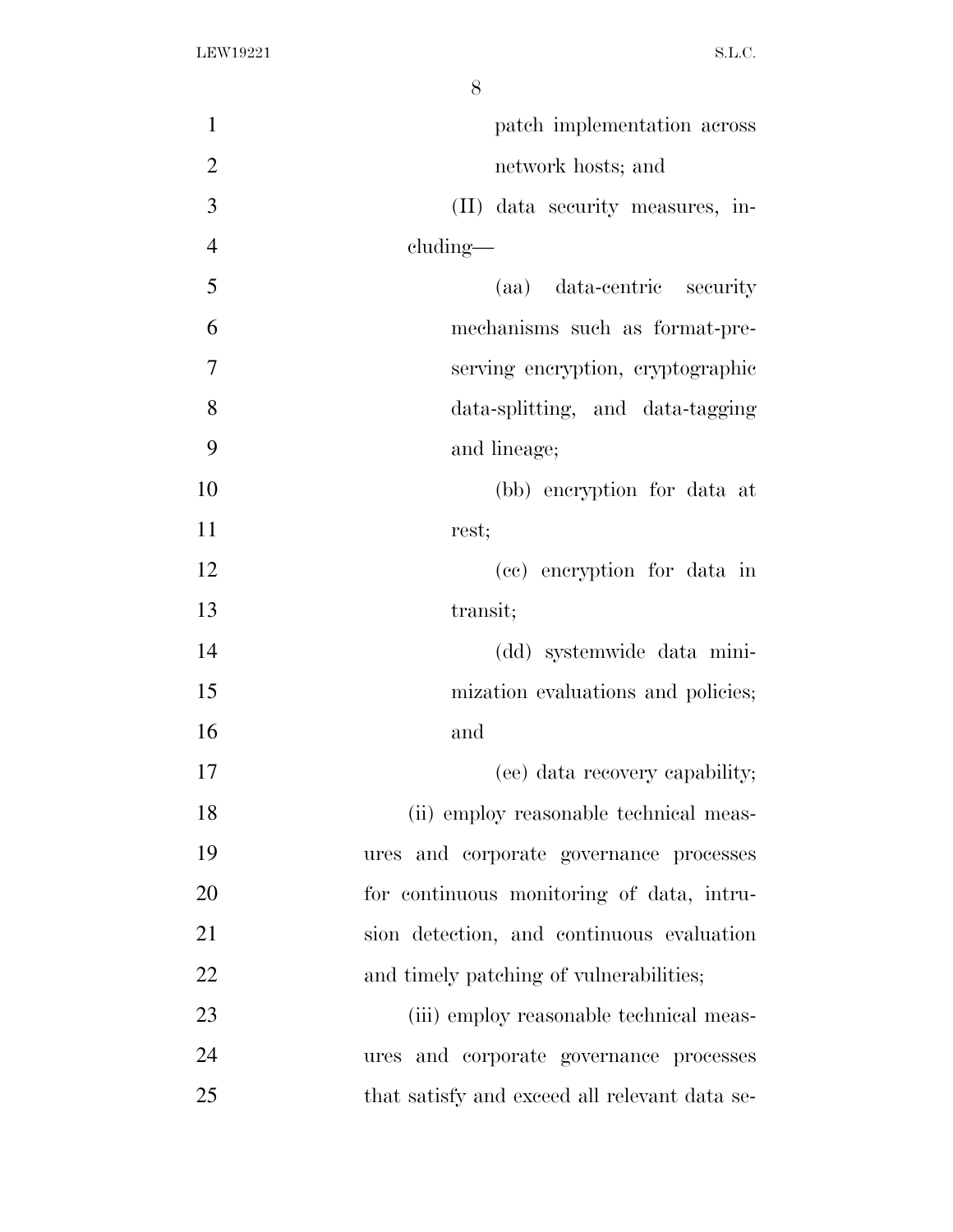patch implementation across network hosts; and

(II) data security measures, including—

(aa) data-centric security mechanisms such as format-preserving encryption, cryptographic data-splitting, and data-tagging and lineage;

(bb) encryption for data at rest;

(cc) encryption for data in transit;

(dd) systemwide data minimization evaluations and policies; and

(ee) data recovery capability;

(ii) employ reasonable technical measures and corporate governance processes for continuous monitoring of data, intrusion detection, and continuous evaluation and timely patching of vulnerabilities;

(iii) employ reasonable technical measures and corporate governance processes that satisfy and exceed all relevant data se-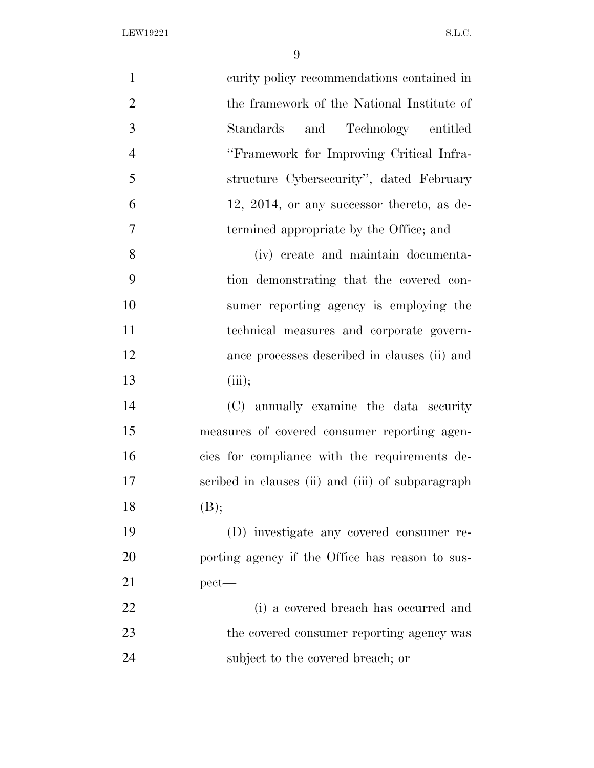curity policy recommendations contained in the framework of the National Institute of Standards and Technology entitled "Framework for Improving Critical Infrastructure Cybersecurity", dated February 12, 2014, or any successor thereto, as determined appropriate by the Office; and

(iv) create and maintain documentation demonstrating that the covered consumer reporting agency is employing the technical measures and corporate governance processes described in clauses (ii) and (iii);

(C) annually examine the data security measures of covered consumer reporting agencies for compliance with the requirements described in clauses (ii) and (iii) of subparagraph (B);

(D) investigate any covered consumer reporting agency if the Office has reason to suspect—

(i) a covered breach has occurred and the covered consumer reporting agency was subject to the covered breach; or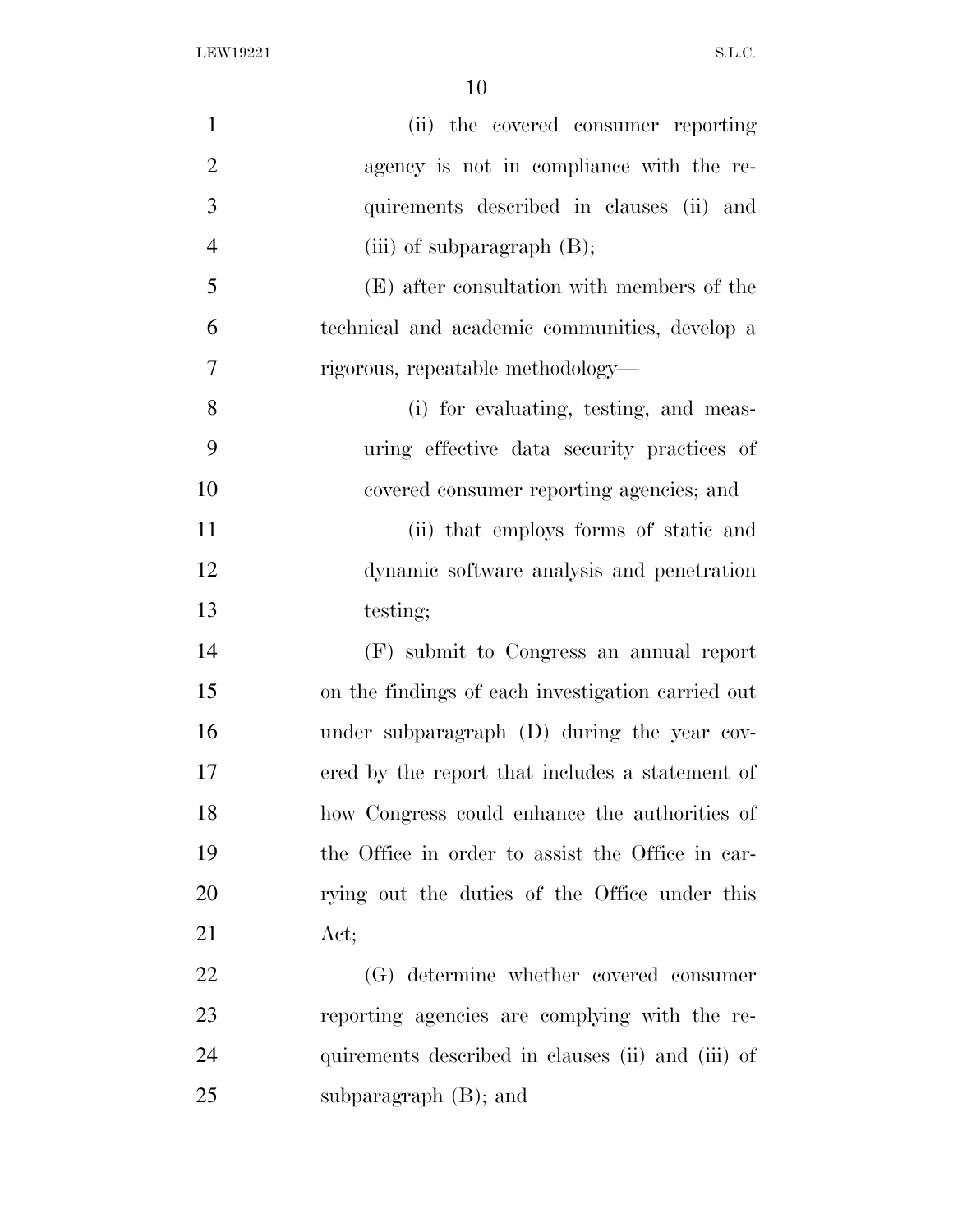(ii) the covered consumer reporting agency is not in compliance with the requirements described in clauses (ii) and (iii) of subparagraph (B);

(E) after consultation with members of the technical and academic communities, develop a rigorous, repeatable methodology—

(i) for evaluating, testing, and measuring effective data security practices of covered consumer reporting agencies; and

(ii) that employs forms of static and dynamic software analysis and penetration testing;

(F) submit to Congress an annual report on the findings of each investigation carried out under subparagraph (D) during the year covered by the report that includes a statement of how Congress could enhance the authorities of the Office in order to assist the Office in carrying out the duties of the Office under this Act;

(G) determine whether covered consumer reporting agencies are complying with the requirements described in clauses (ii) and (iii) of subparagraph (B); and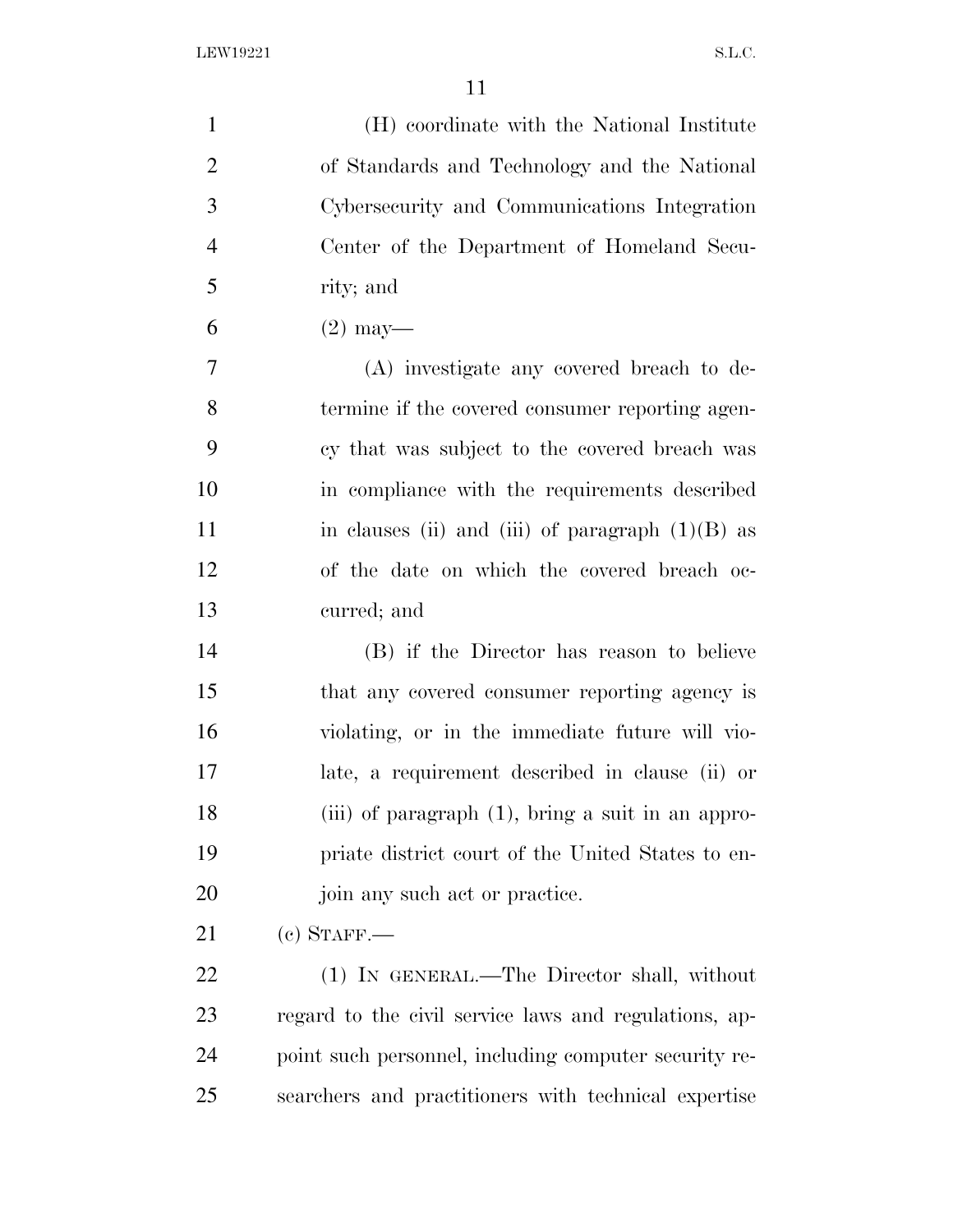(H) coordinate with the National Institute of Standards and Technology and the National Cybersecurity and Communications Integration Center of the Department of Homeland Security; and

(2) may—

(A) investigate any covered breach to determine if the covered consumer reporting agency that was subject to the covered breach was in compliance with the requirements described in clauses (ii) and (iii) of paragraph (1)(B) as of the date on which the covered breach occurred; and

(B) if the Director has reason to believe that any covered consumer reporting agency is violating, or in the immediate future will violate, a requirement described in clause (ii) or (iii) of paragraph (1), bring a suit in an appropriate district court of the United States to enjoin any such act or practice.

(c) STAFF.—

(1) IN GENERAL.—The Director shall, without regard to the civil service laws and regulations, appoint such personnel, including computer security researchers and practitioners with technical expertise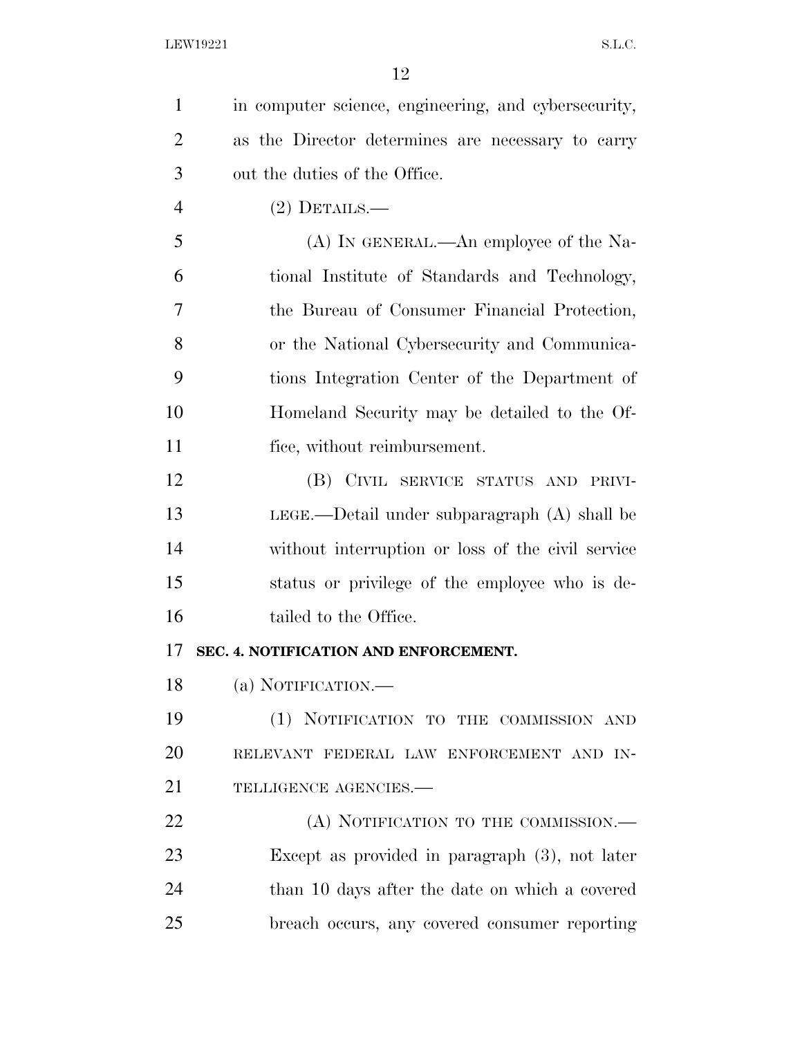in computer science, engineering, and cybersecurity, as the Director determines are necessary to carry out the duties of the Office.

(2) DETAILS.—

(A) IN GENERAL.—An employee of the National Institute of Standards and Technology, the Bureau of Consumer Financial Protection, or the National Cybersecurity and Communications Integration Center of the Department of Homeland Security may be detailed to the Office, without reimbursement.

(B) CIVIL SERVICE STATUS AND PRIVILEGE.—Detail under subparagraph (A) shall be without interruption or loss of the civil service status or privilege of the employee who is detailed to the Office.

**SEC. 4. NOTIFICATION AND ENFORCEMENT.**

(a) NOTIFICATION.—

(1) NOTIFICATION TO THE COMMISSION AND RELEVANT FEDERAL LAW ENFORCEMENT AND INTELLIGENCE AGENCIES.—

(A) NOTIFICATION TO THE COMMISSION.—Except as provided in paragraph (3), not later than 10 days after the date on which a covered breach occurs, any covered consumer reporting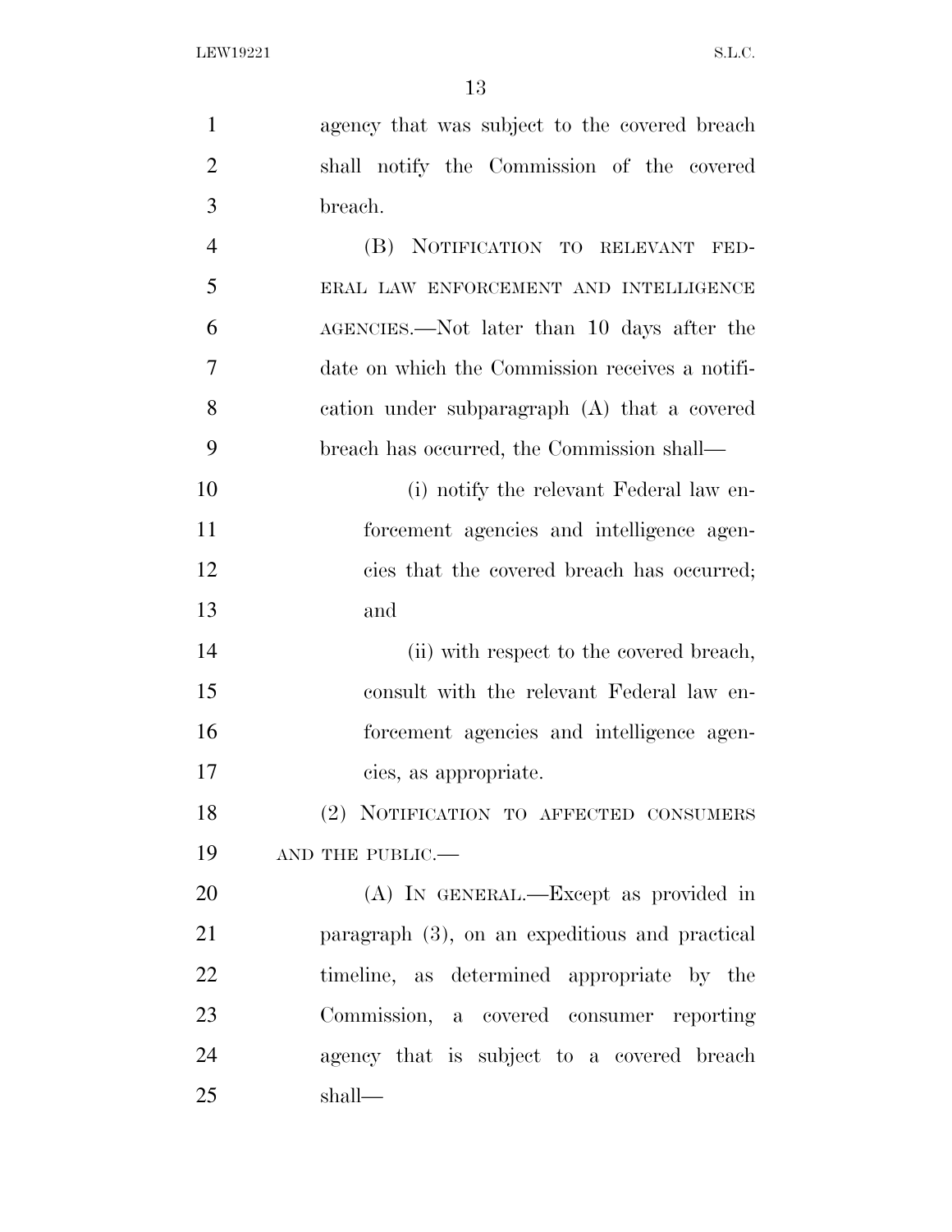agency that was subject to the covered breach shall notify the Commission of the covered breach.

(B) NOTIFICATION TO RELEVANT FEDERAL LAW ENFORCEMENT AND INTELLIGENCE AGENCIES.—Not later than 10 days after the date on which the Commission receives a notification under subparagraph (A) that a covered breach has occurred, the Commission shall—

(i) notify the relevant Federal law enforcement agencies and intelligence agencies that the covered breach has occurred; and

(ii) with respect to the covered breach, consult with the relevant Federal law enforcement agencies and intelligence agencies, as appropriate.

(2) NOTIFICATION TO AFFECTED CONSUMERS AND THE PUBLIC.—

(A) IN GENERAL.—Except as provided in paragraph (3), on an expeditious and practical timeline, as determined appropriate by the Commission, a covered consumer reporting agency that is subject to a covered breach shall—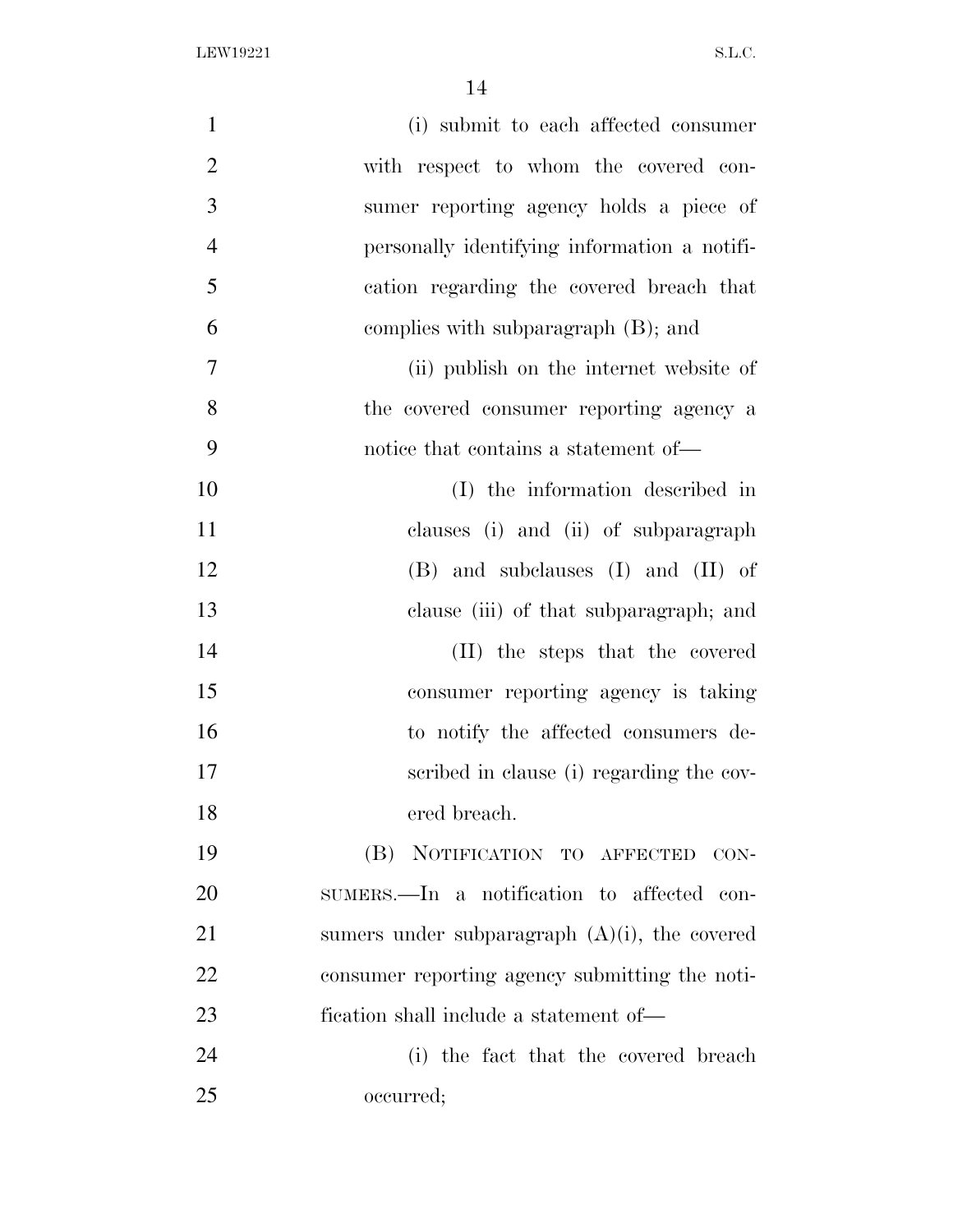(i) submit to each affected consumer with respect to whom the covered consumer reporting agency holds a piece of personally identifying information a notification regarding the covered breach that complies with subparagraph (B); and

(ii) publish on the internet website of the covered consumer reporting agency a notice that contains a statement of—

(I) the information described in clauses (i) and (ii) of subparagraph (B) and subclauses (I) and (II) of clause (iii) of that subparagraph; and

(II) the steps that the covered consumer reporting agency is taking to notify the affected consumers described in clause (i) regarding the covered breach.

(B) NOTIFICATION TO AFFECTED CONSUMERS.—In a notification to affected consumers under subparagraph (A)(i), the covered consumer reporting agency submitting the notification shall include a statement of—

(i) the fact that the covered breach occurred;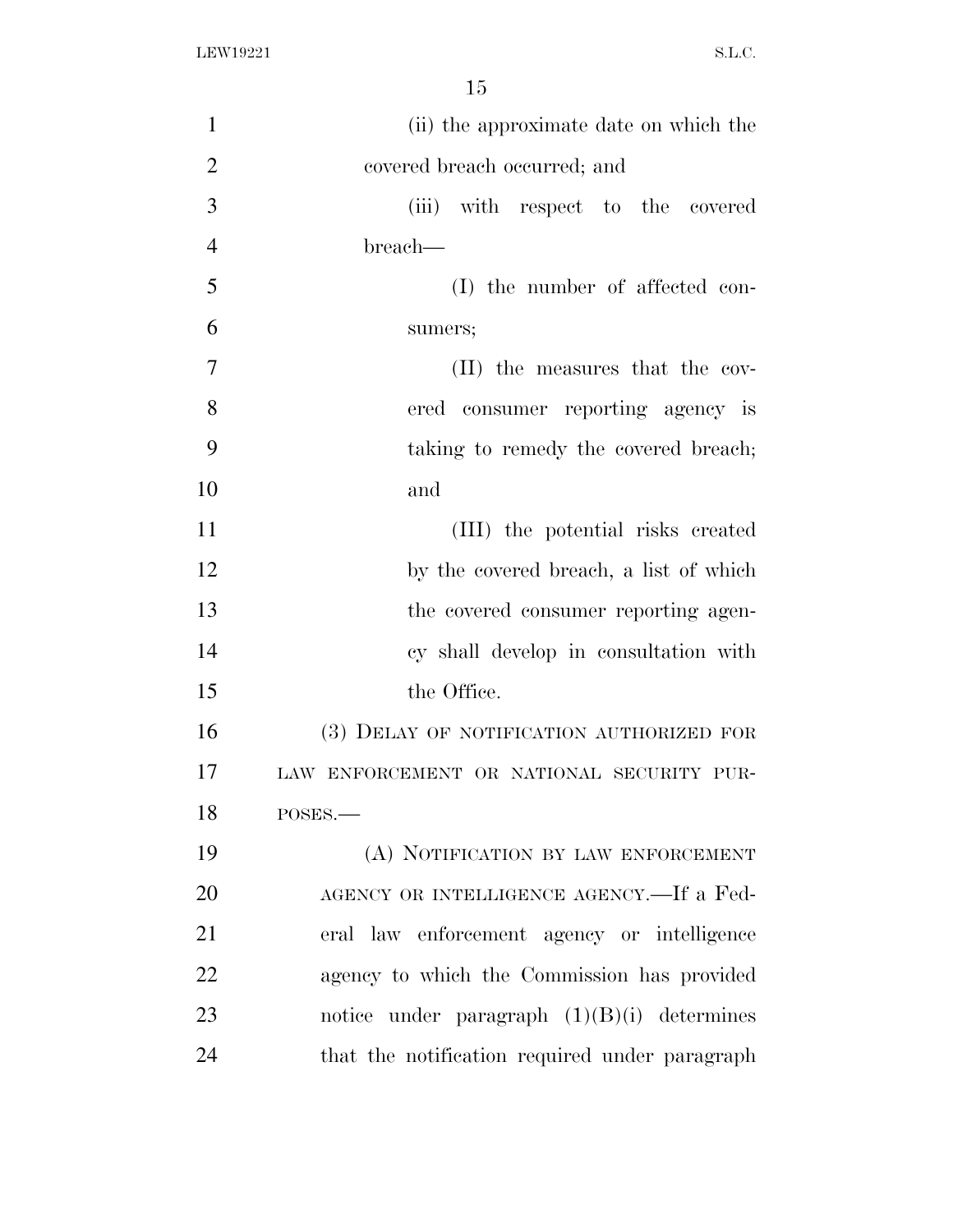(ii) the approximate date on which the covered breach occurred; and

(iii) with respect to the covered breach—

(I) the number of affected consumers;

(II) the measures that the covered consumer reporting agency is taking to remedy the covered breach; and

(III) the potential risks created by the covered breach, a list of which the covered consumer reporting agency shall develop in consultation with the Office.

(3) DELAY OF NOTIFICATION AUTHORIZED FOR LAW ENFORCEMENT OR NATIONAL SECURITY PURPOSES.—

(A) NOTIFICATION BY LAW ENFORCEMENT AGENCY OR INTELLIGENCE AGENCY.—If a Federal law enforcement agency or intelligence agency to which the Commission has provided notice under paragraph (1)(B)(i) determines that the notification required under paragraph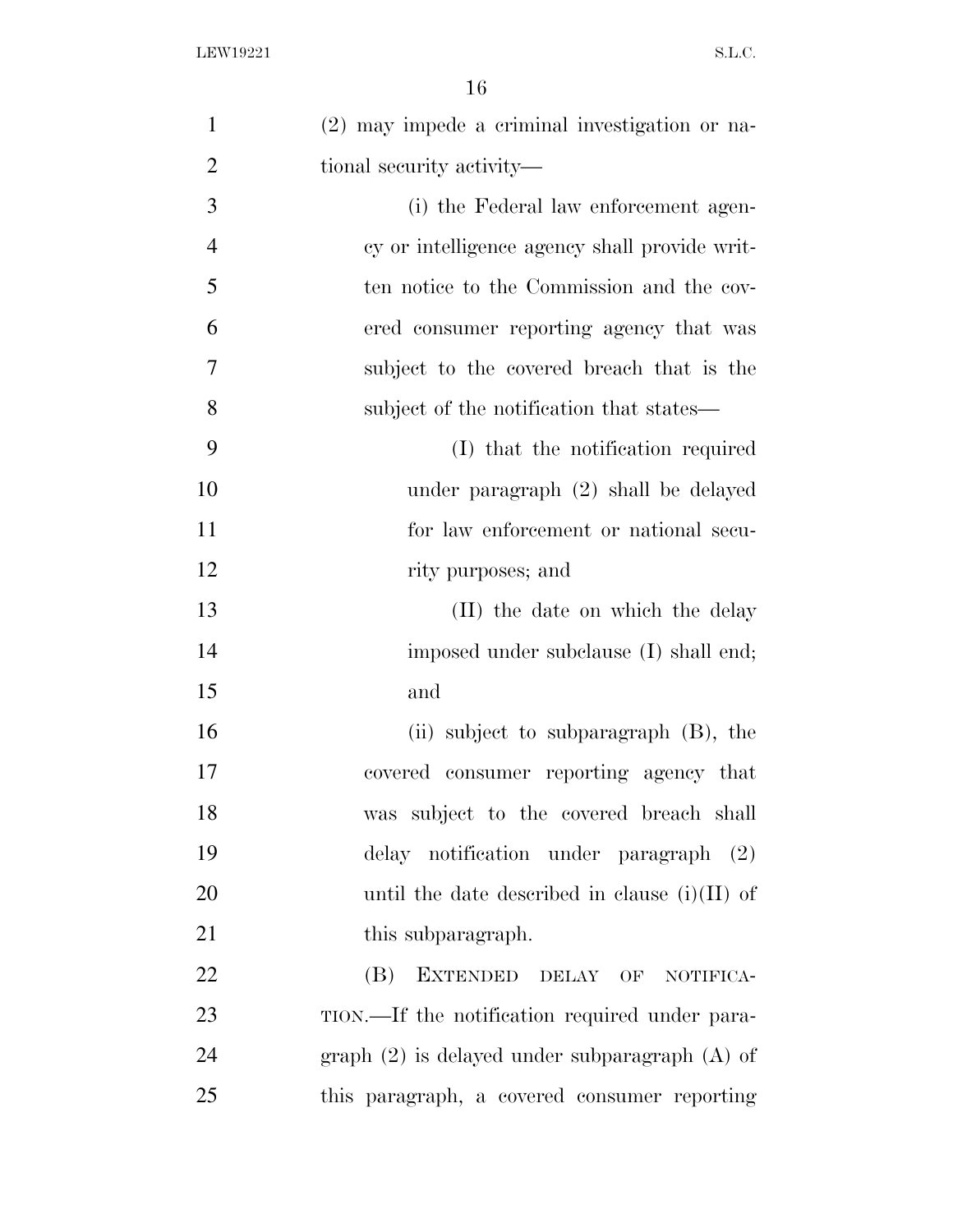(2) may impede a criminal investigation or national security activity—

(i) the Federal law enforcement agency or intelligence agency shall provide written notice to the Commission and the covered consumer reporting agency that was subject to the covered breach that is the subject of the notification that states—

(I) that the notification required under paragraph (2) shall be delayed for law enforcement or national security purposes; and

(II) the date on which the delay imposed under subclause (I) shall end; and

(ii) subject to subparagraph (B), the covered consumer reporting agency that was subject to the covered breach shall delay notification under paragraph (2) until the date described in clause (i)(II) of this subparagraph.

(B) EXTENDED DELAY OF NOTIFICATION.—If the notification required under paragraph (2) is delayed under subparagraph (A) of this paragraph, a covered consumer reporting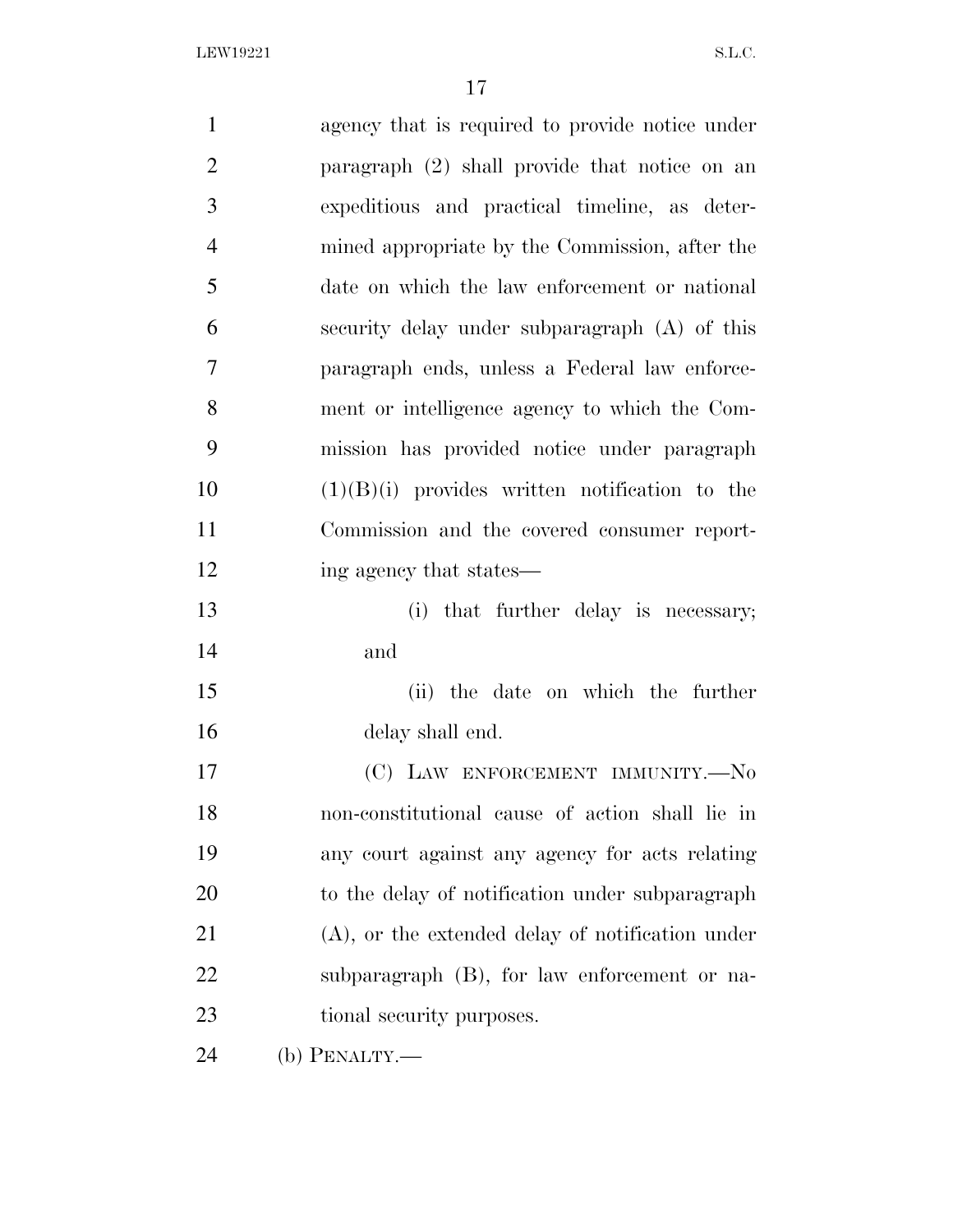agency that is required to provide notice under paragraph (2) shall provide that notice on an expeditious and practical timeline, as determined appropriate by the Commission, after the date on which the law enforcement or national security delay under subparagraph (A) of this paragraph ends, unless a Federal law enforcement or intelligence agency to which the Commission has provided notice under paragraph (1)(B)(i) provides written notification to the Commission and the covered consumer reporting agency that states—

(i) that further delay is necessary; and

(ii) the date on which the further delay shall end.

(C) LAW ENFORCEMENT IMMUNITY.—No non-constitutional cause of action shall lie in any court against any agency for acts relating to the delay of notification under subparagraph (A), or the extended delay of notification under subparagraph (B), for law enforcement or national security purposes.

(b) PENALTY.—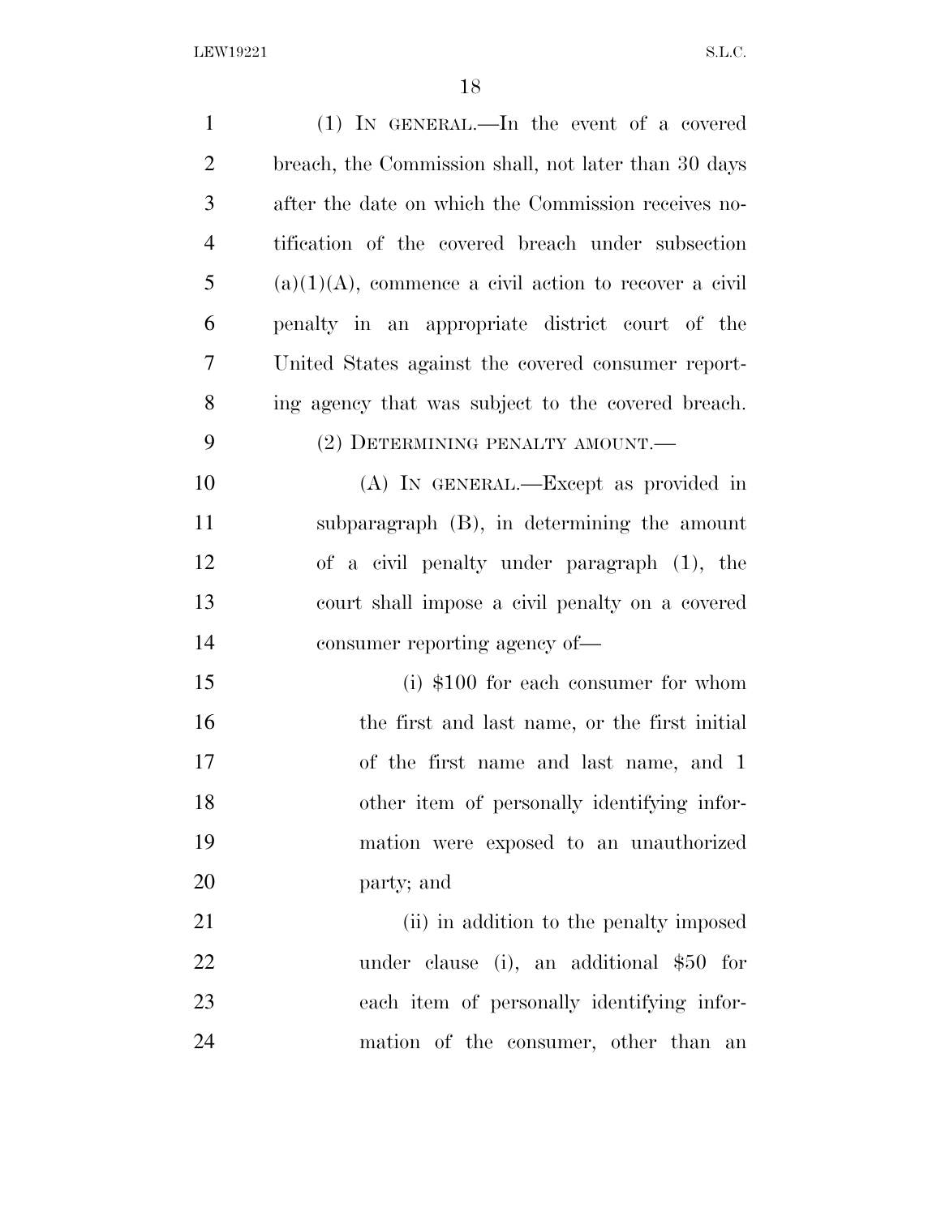(1) IN GENERAL.—In the event of a covered breach, the Commission shall, not later than 30 days after the date on which the Commission receives notification of the covered breach under subsection (a)(1)(A), commence a civil action to recover a civil penalty in an appropriate district court of the United States against the covered consumer reporting agency that was subject to the covered breach.

(2) DETERMINING PENALTY AMOUNT.—

(A) IN GENERAL.—Except as provided in subparagraph (B), in determining the amount of a civil penalty under paragraph (1), the court shall impose a civil penalty on a covered consumer reporting agency of—

(i) $100 for each consumer for whom the first and last name, or the first initial of the first name and last name, and 1 other item of personally identifying information were exposed to an unauthorized party; and

(ii) in addition to the penalty imposed under clause (i), an additional $50 for each item of personally identifying information of the consumer, other than an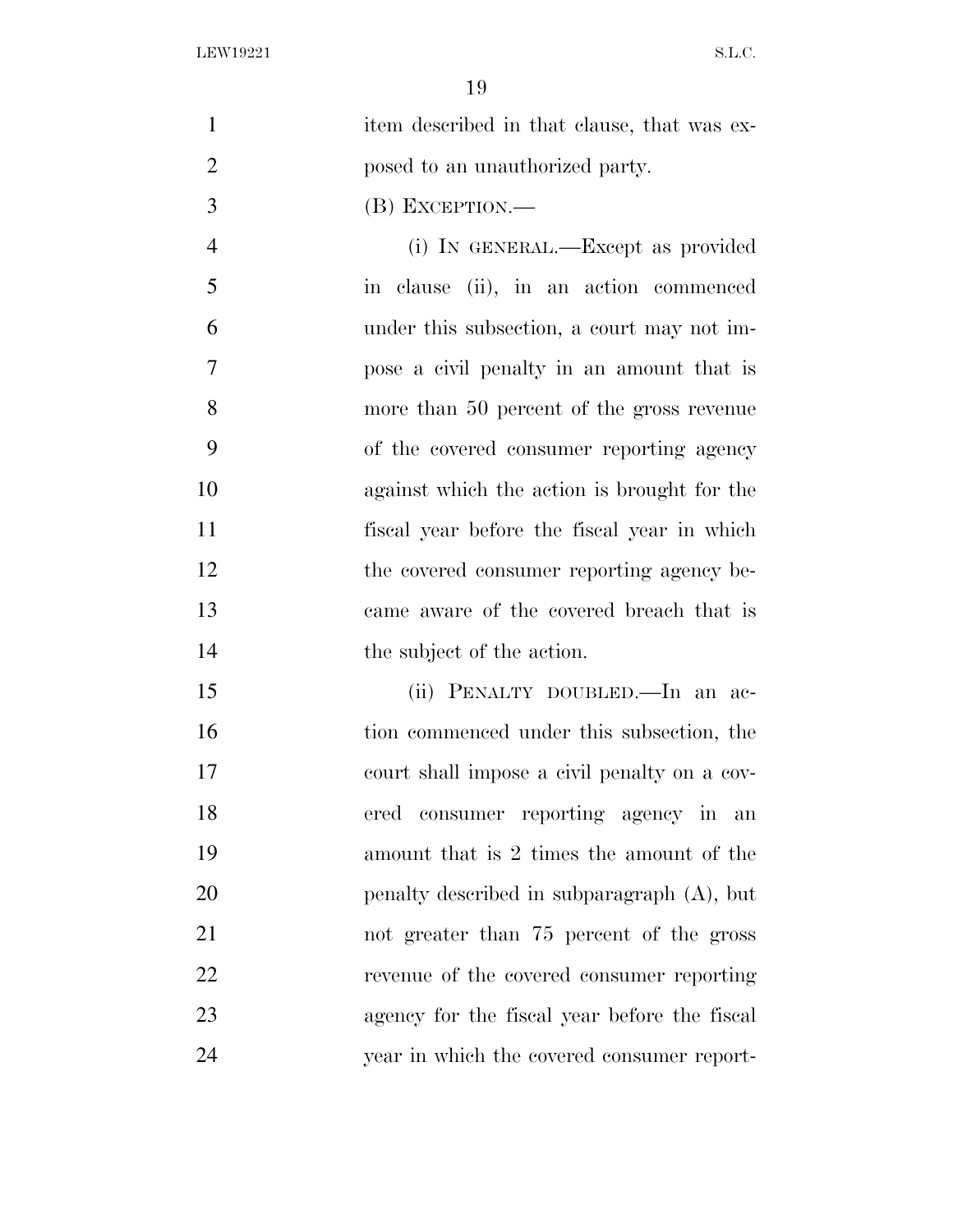item described in that clause, that was exposed to an unauthorized party.

(B) EXCEPTION.—

(i) IN GENERAL.—Except as provided in clause (ii), in an action commenced under this subsection, a court may not impose a civil penalty in an amount that is more than 50 percent of the gross revenue of the covered consumer reporting agency against which the action is brought for the fiscal year before the fiscal year in which the covered consumer reporting agency became aware of the covered breach that is the subject of the action.

(ii) PENALTY DOUBLED.—In an action commenced under this subsection, the court shall impose a civil penalty on a covered consumer reporting agency in an amount that is 2 times the amount of the penalty described in subparagraph (A), but not greater than 75 percent of the gross revenue of the covered consumer reporting agency for the fiscal year before the fiscal year in which the covered consumer report-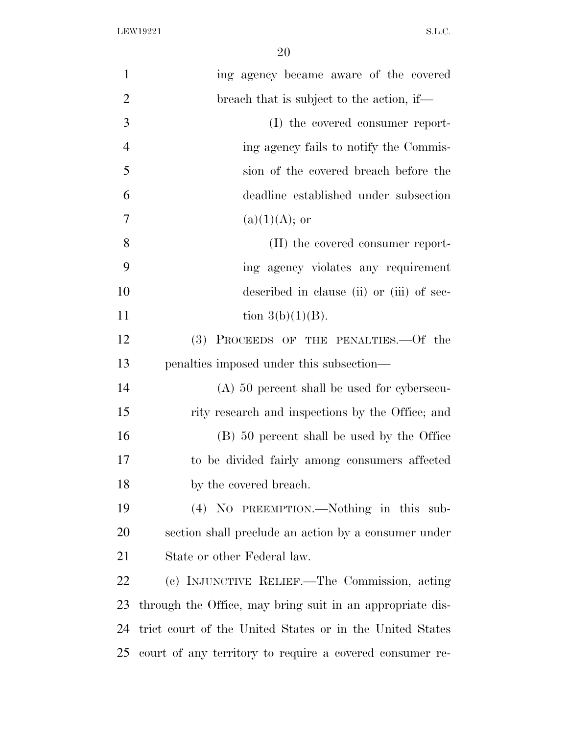ing agency became aware of the covered breach that is subject to the action, if—

(I) the covered consumer reporting agency fails to notify the Commission of the covered breach before the deadline established under subsection (a)(1)(A); or

(II) the covered consumer reporting agency violates any requirement described in clause (ii) or (iii) of section 3(b)(1)(B).

(3) PROCEEDS OF THE PENALTIES.—Of the penalties imposed under this subsection—

(A) 50 percent shall be used for cybersecurity research and inspections by the Office; and

(B) 50 percent shall be used by the Office to be divided fairly among consumers affected by the covered breach.

(4) NO PREEMPTION.—Nothing in this subsection shall preclude an action by a consumer under State or other Federal law.

(c) INJUNCTIVE RELIEF.—The Commission, acting through the Office, may bring suit in an appropriate district court of the United States or in the United States court of any territory to require a covered consumer re-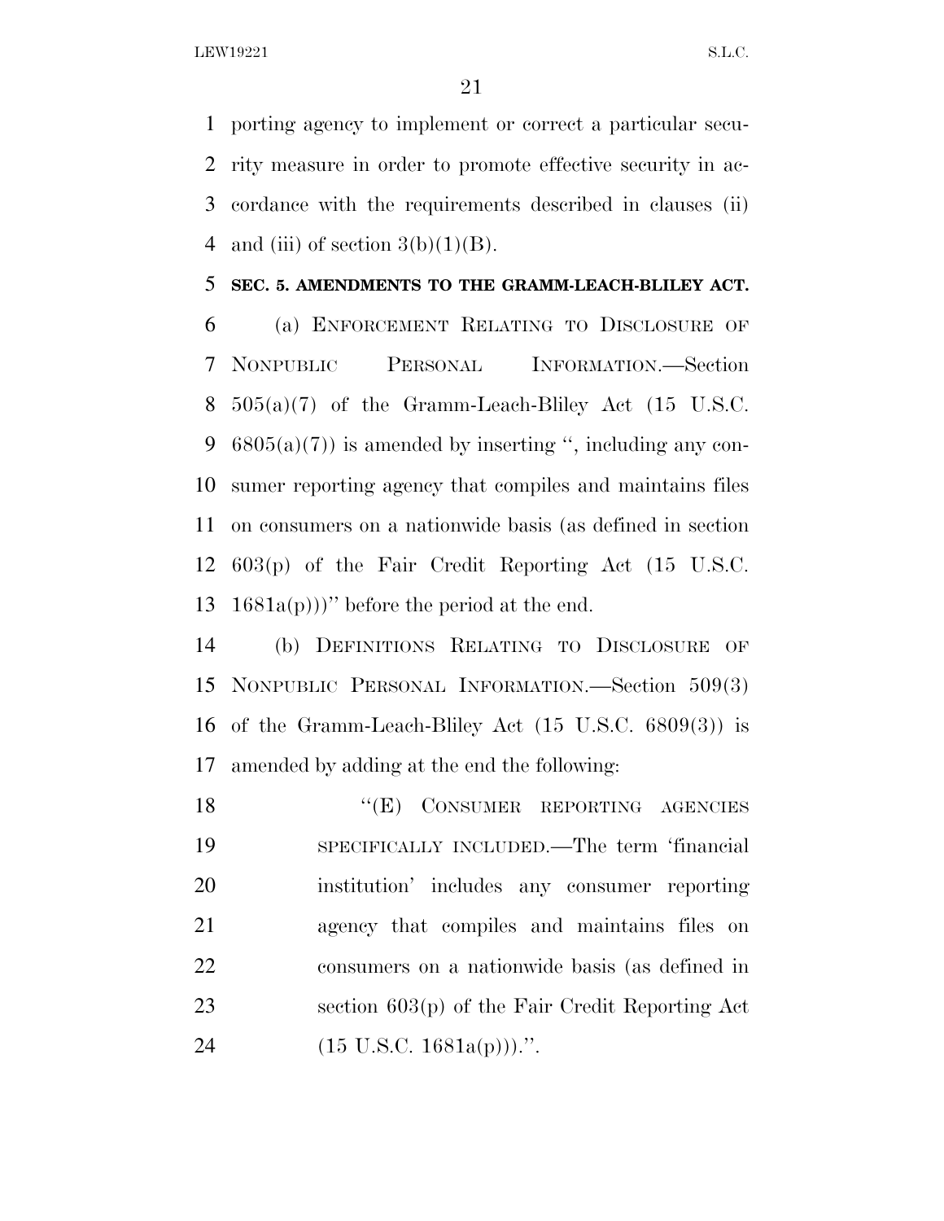porting agency to implement or correct a particular security measure in order to promote effective security in accordance with the requirements described in clauses (ii) and (iii) of section 3(b)(1)(B).

**SEC. 5. AMENDMENTS TO THE GRAMM-LEACH-BLILEY ACT.**

(a) ENFORCEMENT RELATING TO DISCLOSURE OF NONPUBLIC PERSONAL INFORMATION.—Section 505(a)(7) of the Gramm-Leach-Bliley Act (15 U.S.C. 6805(a)(7)) is amended by inserting ", including any consumer reporting agency that compiles and maintains files on consumers on a nationwide basis (as defined in section 603(p) of the Fair Credit Reporting Act (15 U.S.C. 1681a(p)))" before the period at the end.

(b) DEFINITIONS RELATING TO DISCLOSURE OF NONPUBLIC PERSONAL INFORMATION.—Section 509(3) of the Gramm-Leach-Bliley Act (15 U.S.C. 6809(3)) is amended by adding at the end the following:

"(E) CONSUMER REPORTING AGENCIES SPECIFICALLY INCLUDED.—The term 'financial institution' includes any consumer reporting agency that compiles and maintains files on consumers on a nationwide basis (as defined in section 603(p) of the Fair Credit Reporting Act (15 U.S.C. 1681a(p)))."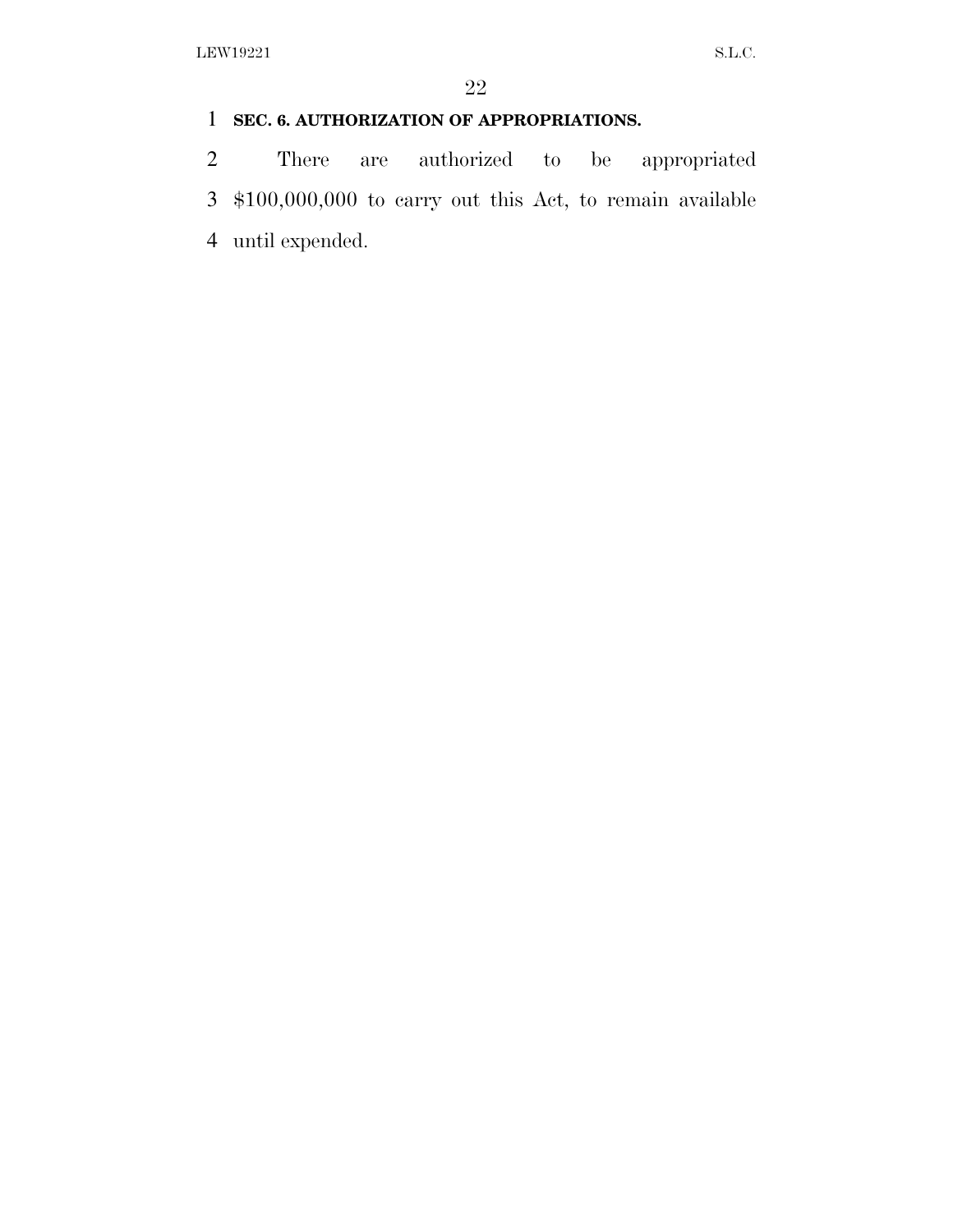**SEC. 6. AUTHORIZATION OF APPROPRIATIONS.**

There are authorized to be appropriated $100,000,000 to carry out this Act, to remain available until expended.